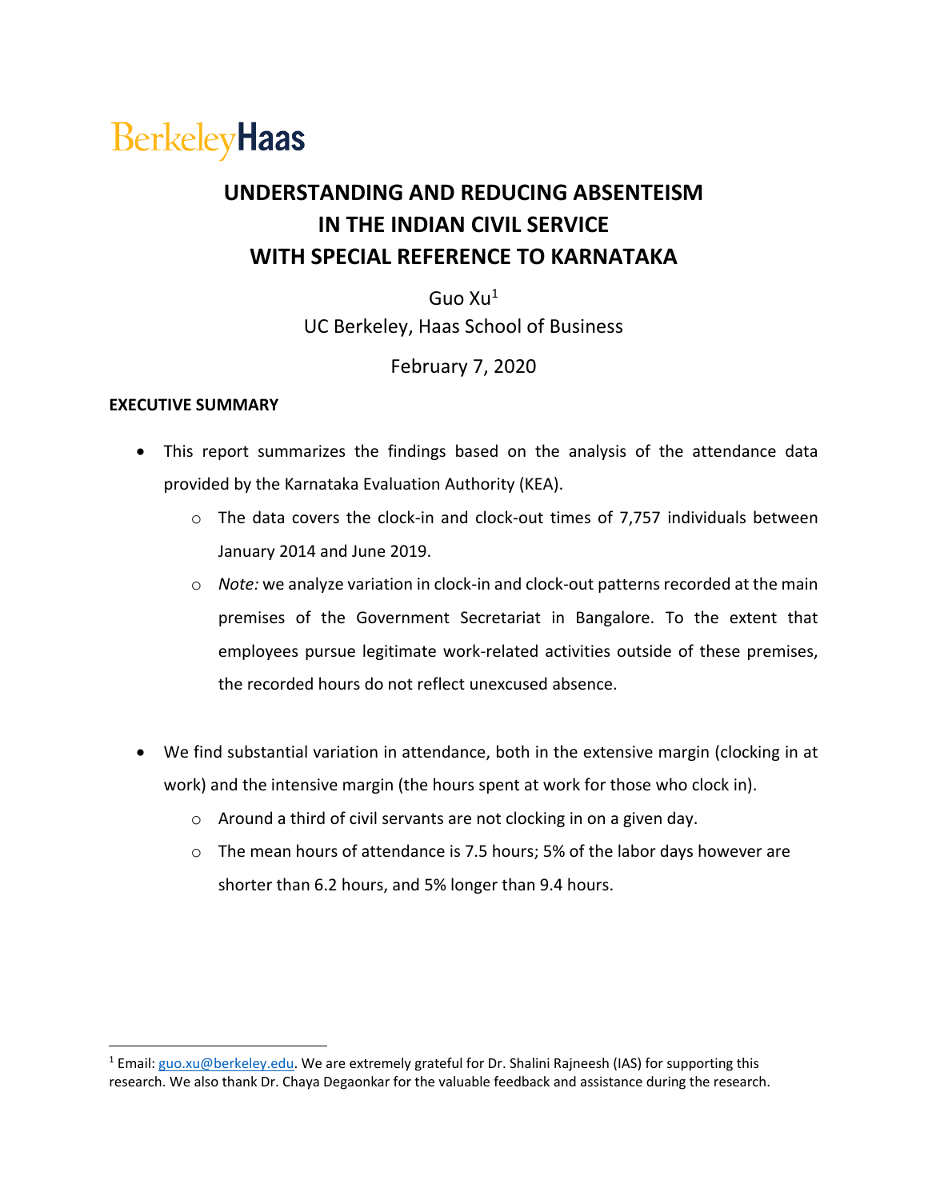BerkeleyHaas

# UNDERSTANDING AND REDUCING ABSENTEISM IN THE INDIAN CIVIL SERVICE WITH SPECIAL REFERENCE TO KARNATAKA

Guo Xu[1]

UC Berkeley, Haas School of Business

February 7, 2020

**EXECUTIVE SUMMARY**

- This report summarizes the findings based on the analysis of the attendance data provided by the Karnataka Evaluation Authority (KEA).
  - The data covers the clock-in and clock-out times of 7,757 individuals between January 2014 and June 2019.
  - *Note:* we analyze variation in clock-in and clock-out patterns recorded at the main premises of the Government Secretariat in Bangalore. To the extent that employees pursue legitimate work-related activities outside of these premises, the recorded hours do not reflect unexcused absence.

- We find substantial variation in attendance, both in the extensive margin (clocking in at work) and the intensive margin (the hours spent at work for those who clock in).
  - Around a third of civil servants are not clocking in on a given day.
  - The mean hours of attendance is 7.5 hours; 5% of the labor days however are shorter than 6.2 hours, and 5% longer than 9.4 hours.

[1] Email: guo.xu@berkeley.edu. We are extremely grateful for Dr. Shalini Rajneesh (IAS) for supporting this research. We also thank Dr. Chaya Degaonkar for the valuable feedback and assistance during the research.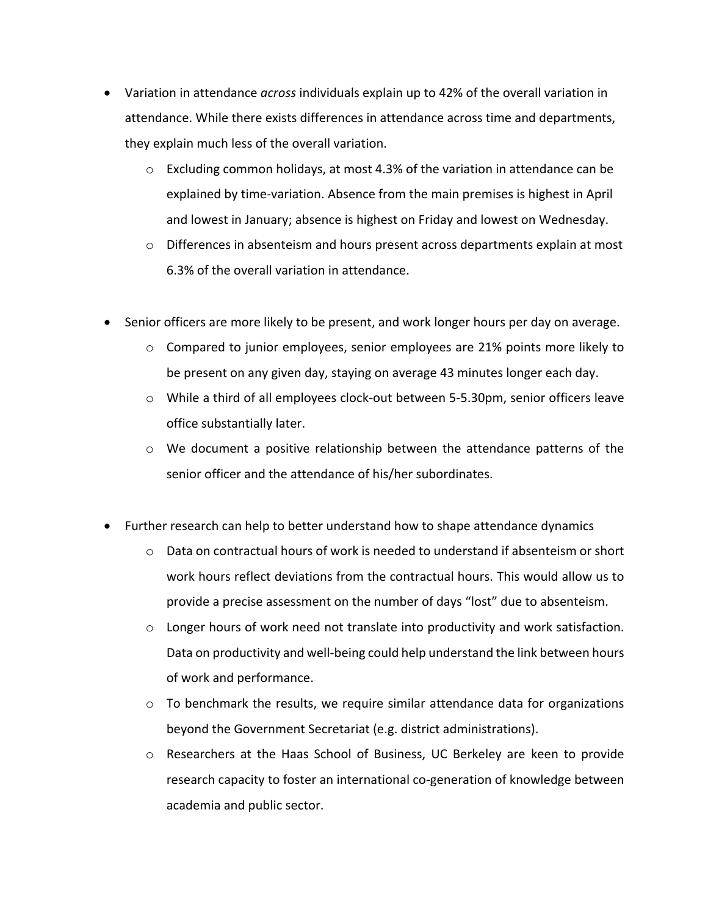- Variation in attendance *across* individuals explain up to 42% of the overall variation in attendance. While there exists differences in attendance across time and departments, they explain much less of the overall variation.
  - Excluding common holidays, at most 4.3% of the variation in attendance can be explained by time-variation. Absence from the main premises is highest in April and lowest in January; absence is highest on Friday and lowest on Wednesday.
  - Differences in absenteeism and hours present across departments explain at most 6.3% of the overall variation in attendance.

- Senior officers are more likely to be present, and work longer hours per day on average.
  - Compared to junior employees, senior employees are 21% points more likely to be present on any given day, staying on average 43 minutes longer each day.
  - While a third of all employees clock-out between 5-5.30pm, senior officers leave office substantially later.
  - We document a positive relationship between the attendance patterns of the senior officer and the attendance of his/her subordinates.

- Further research can help to better understand how to shape attendance dynamics
  - Data on contractual hours of work is needed to understand if absenteeism or short work hours reflect deviations from the contractual hours. This would allow us to provide a precise assessment on the number of days "lost" due to absenteeism.
  - Longer hours of work need not translate into productivity and work satisfaction. Data on productivity and well-being could help understand the link between hours of work and performance.
  - To benchmark the results, we require similar attendance data for organizations beyond the Government Secretariat (e.g. district administrations).
  - Researchers at the Haas School of Business, UC Berkeley are keen to provide research capacity to foster an international co-generation of knowledge between academia and public sector.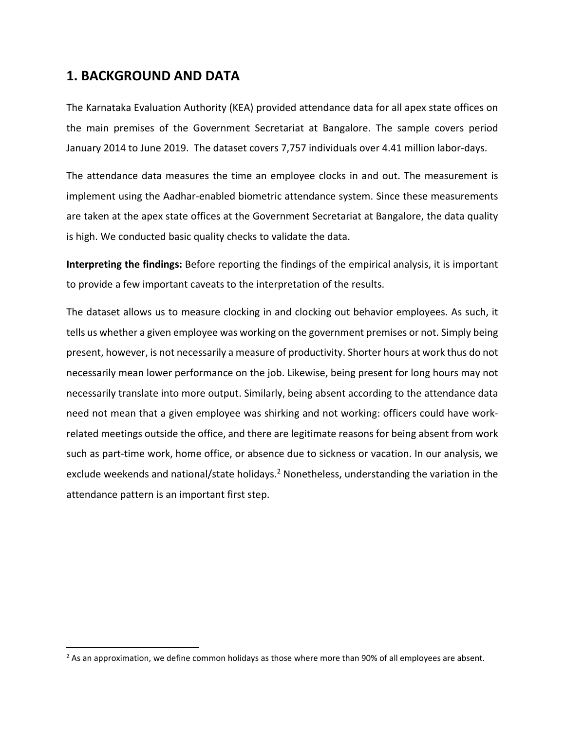## 1. BACKGROUND AND DATA

The Karnataka Evaluation Authority (KEA) provided attendance data for all apex state offices on the main premises of the Government Secretariat at Bangalore. The sample covers period January 2014 to June 2019. The dataset covers 7,757 individuals over 4.41 million labor-days.

The attendance data measures the time an employee clocks in and out. The measurement is implement using the Aadhar-enabled biometric attendance system. Since these measurements are taken at the apex state offices at the Government Secretariat at Bangalore, the data quality is high. We conducted basic quality checks to validate the data.

**Interpreting the findings:** Before reporting the findings of the empirical analysis, it is important to provide a few important caveats to the interpretation of the results.

The dataset allows us to measure clocking in and clocking out behavior employees. As such, it tells us whether a given employee was working on the government premises or not. Simply being present, however, is not necessarily a measure of productivity. Shorter hours at work thus do not necessarily mean lower performance on the job. Likewise, being present for long hours may not necessarily translate into more output. Similarly, being absent according to the attendance data need not mean that a given employee was shirking and not working: officers could have work-related meetings outside the office, and there are legitimate reasons for being absent from work such as part-time work, home office, or absence due to sickness or vacation. In our analysis, we exclude weekends and national/state holidays.[2] Nonetheless, understanding the variation in the attendance pattern is an important first step.

[2] As an approximation, we define common holidays as those where more than 90% of all employees are absent.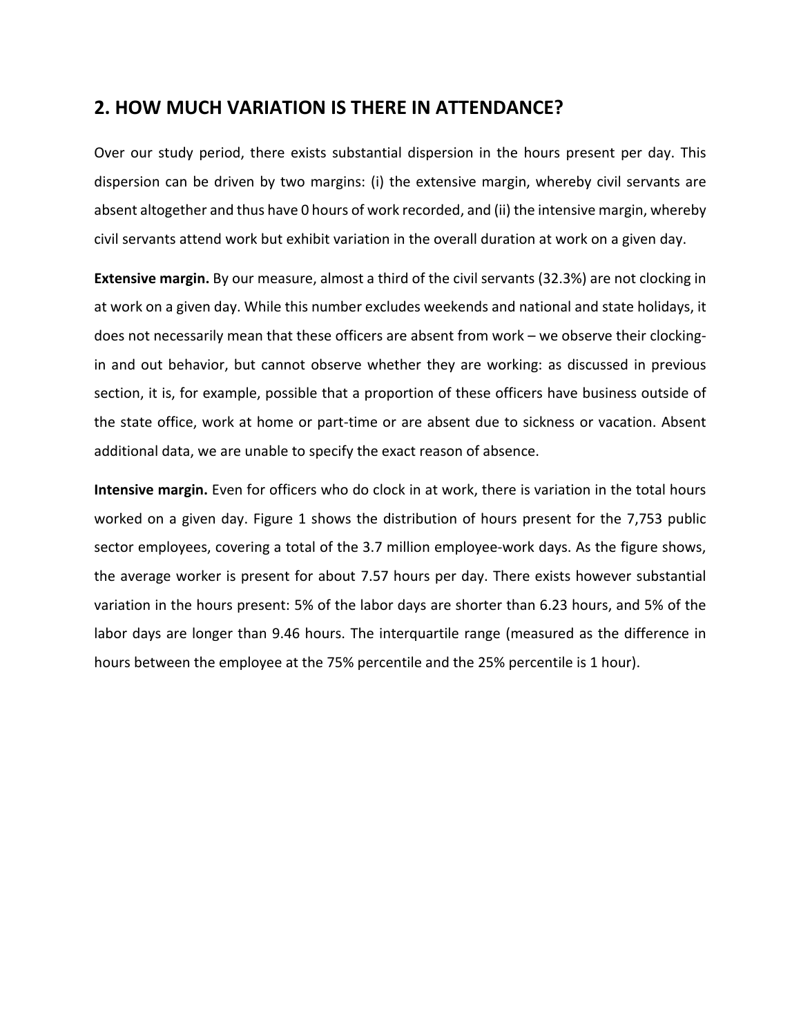## 2. HOW MUCH VARIATION IS THERE IN ATTENDANCE?

Over our study period, there exists substantial dispersion in the hours present per day. This dispersion can be driven by two margins: (i) the extensive margin, whereby civil servants are absent altogether and thus have 0 hours of work recorded, and (ii) the intensive margin, whereby civil servants attend work but exhibit variation in the overall duration at work on a given day.

**Extensive margin.** By our measure, almost a third of the civil servants (32.3%) are not clocking in at work on a given day. While this number excludes weekends and national and state holidays, it does not necessarily mean that these officers are absent from work – we observe their clocking-in and out behavior, but cannot observe whether they are working: as discussed in previous section, it is, for example, possible that a proportion of these officers have business outside of the state office, work at home or part-time or are absent due to sickness or vacation. Absent additional data, we are unable to specify the exact reason of absence.

**Intensive margin.** Even for officers who do clock in at work, there is variation in the total hours worked on a given day. Figure 1 shows the distribution of hours present for the 7,753 public sector employees, covering a total of the 3.7 million employee-work days. As the figure shows, the average worker is present for about 7.57 hours per day. There exists however substantial variation in the hours present: 5% of the labor days are shorter than 6.23 hours, and 5% of the labor days are longer than 9.46 hours. The interquartile range (measured as the difference in hours between the employee at the 75% percentile and the 25% percentile is 1 hour).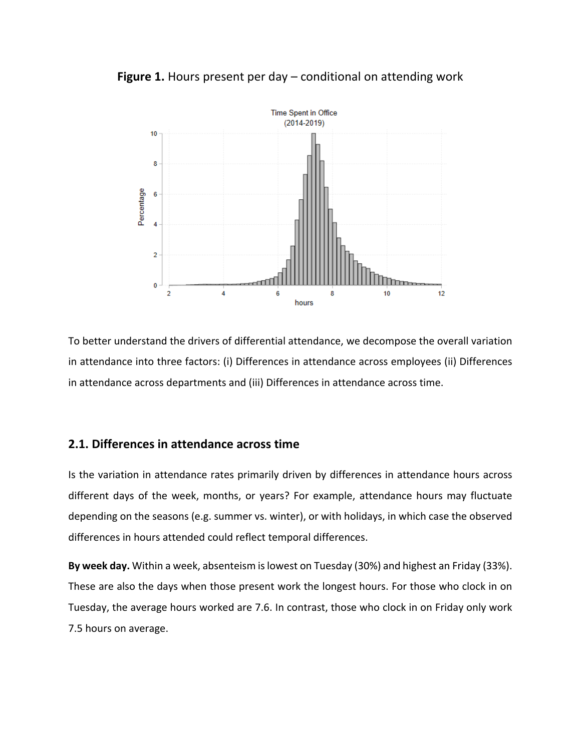**Figure 1.** Hours present per day – conditional on attending work

To better understand the drivers of differential attendance, we decompose the overall variation in attendance into three factors: (i) Differences in attendance across employees (ii) Differences in attendance across departments and (iii) Differences in attendance across time.

## 2.1. Differences in attendance across time

Is the variation in attendance rates primarily driven by differences in attendance hours across different days of the week, months, or years? For example, attendance hours may fluctuate depending on the seasons (e.g. summer vs. winter), or with holidays, in which case the observed differences in hours attended could reflect temporal differences.

**By week day.** Within a week, absenteeism is lowest on Tuesday (30%) and highest an Friday (33%). These are also the days when those present work the longest hours. For those who clock in on Tuesday, the average hours worked are 7.6. In contrast, those who clock in on Friday only work 7.5 hours on average.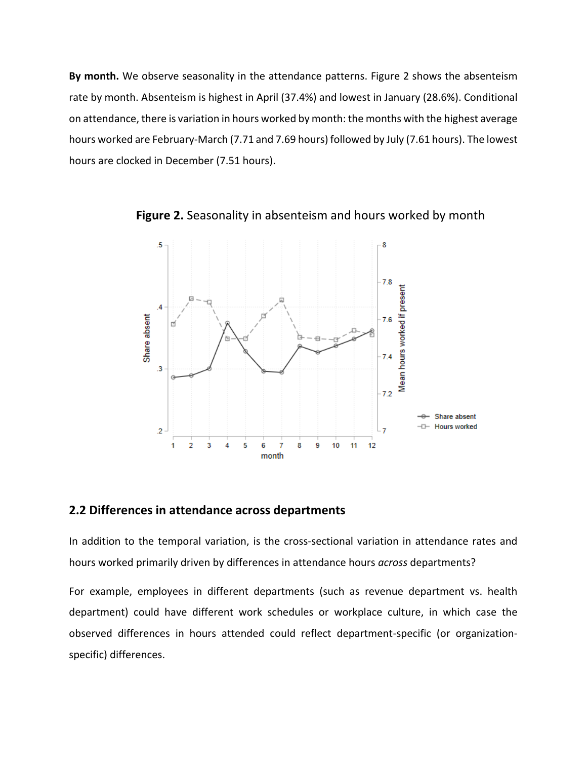**By month.** We observe seasonality in the attendance patterns. Figure 2 shows the absenteeism rate by month. Absenteeism is highest in April (37.4%) and lowest in January (28.6%). Conditional on attendance, there is variation in hours worked by month: the months with the highest average hours worked are February-March (7.71 and 7.69 hours) followed by July (7.61 hours). The lowest hours are clocked in December (7.51 hours).

**Figure 2.** Seasonality in absenteeism and hours worked by month

## 2.2 Differences in attendance across departments

In addition to the temporal variation, is the cross-sectional variation in attendance rates and hours worked primarily driven by differences in attendance hours *across* departments?

For example, employees in different departments (such as revenue department vs. health department) could have different work schedules or workplace culture, in which case the observed differences in hours attended could reflect department-specific (or organization-specific) differences.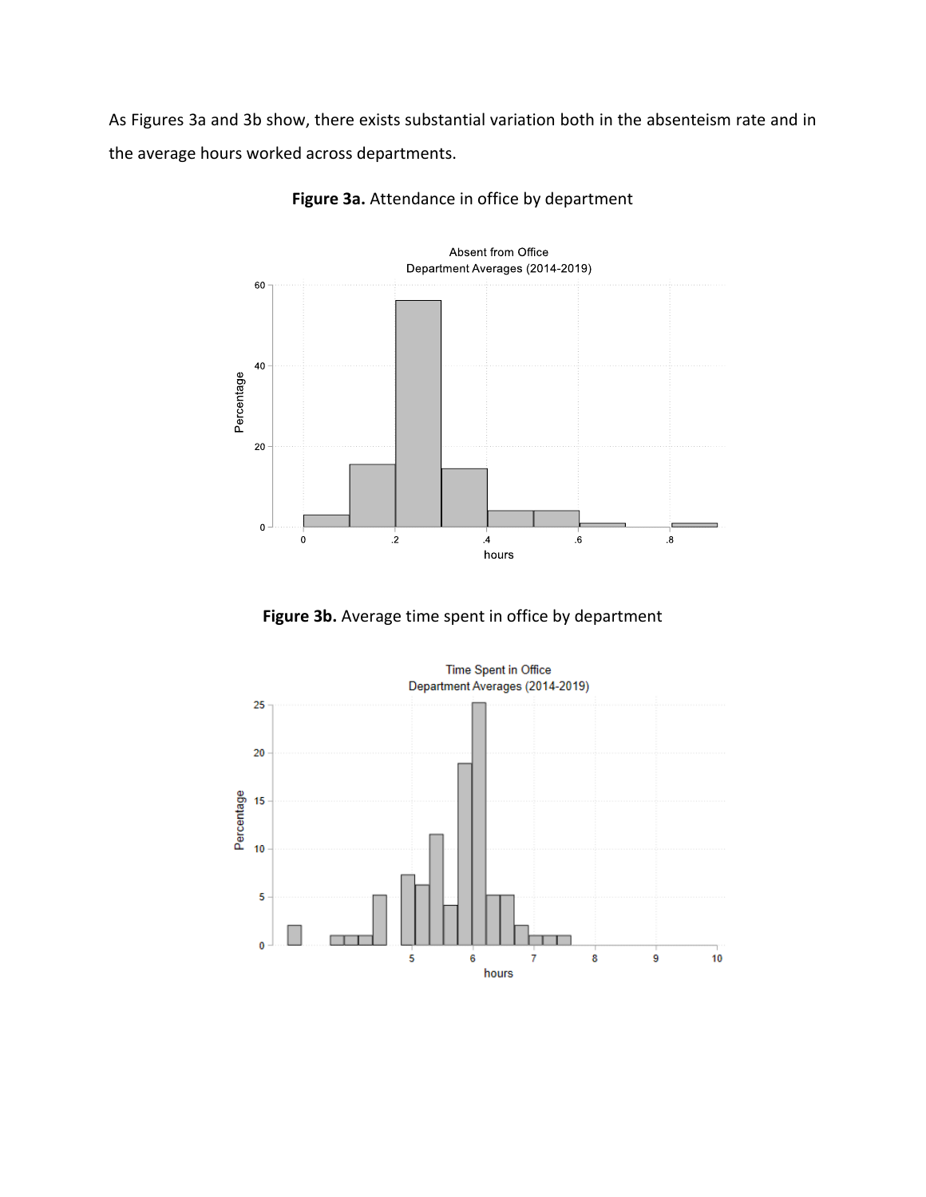As Figures 3a and 3b show, there exists substantial variation both in the absenteeism rate and in the average hours worked across departments.

**Figure 3a.** Attendance in office by department

**Figure 3b.** Average time spent in office by department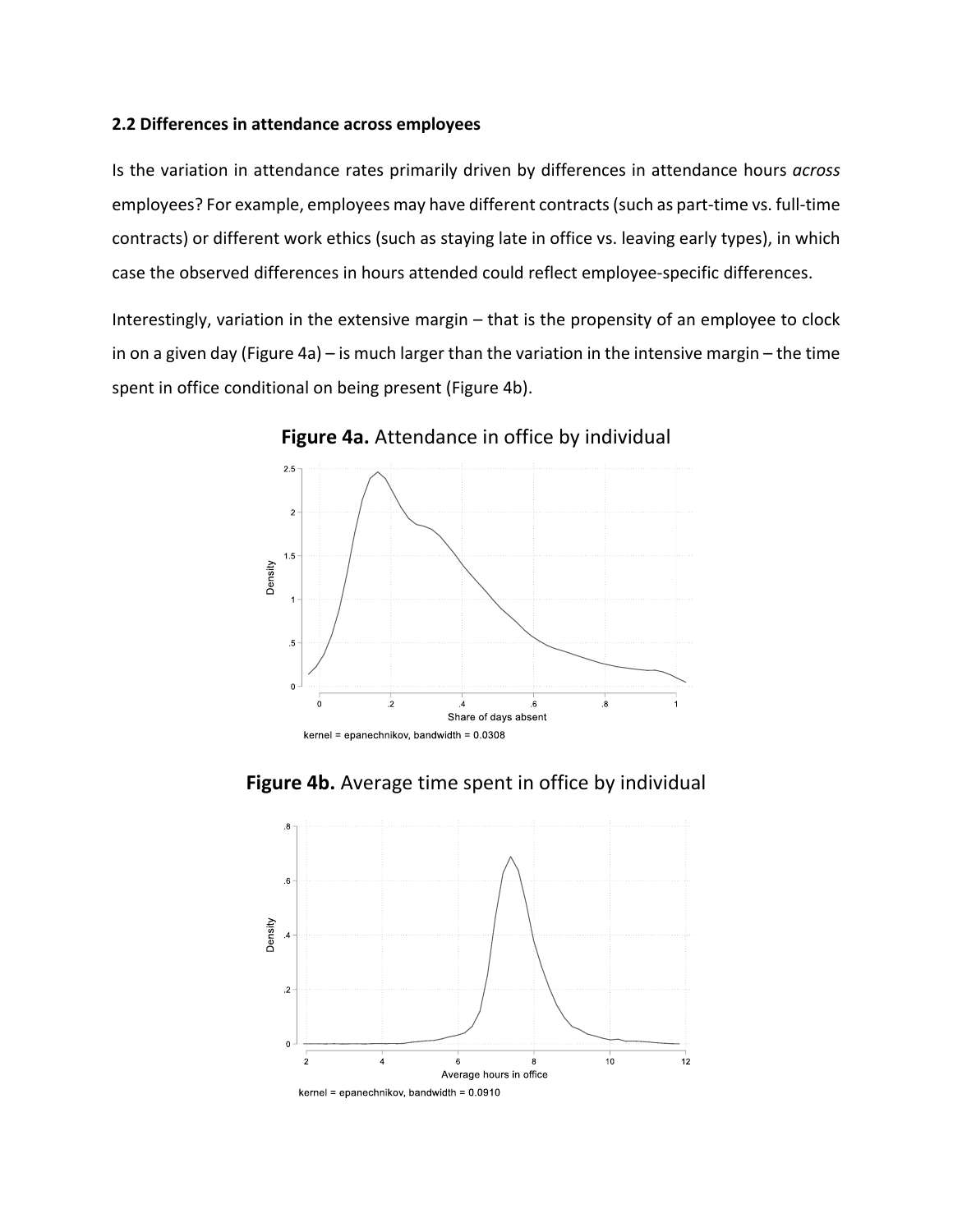**2.2 Differences in attendance across employees**

Is the variation in attendance rates primarily driven by differences in attendance hours *across* employees? For example, employees may have different contracts (such as part-time vs. full-time contracts) or different work ethics (such as staying late in office vs. leaving early types), in which case the observed differences in hours attended could reflect employee-specific differences.

Interestingly, variation in the extensive margin – that is the propensity of an employee to clock in on a given day (Figure 4a) – is much larger than the variation in the intensive margin – the time spent in office conditional on being present (Figure 4b).

**Figure 4a.** Attendance in office by individual

kernel = epanechnikov, bandwidth = 0.0308

**Figure 4b.** Average time spent in office by individual

kernel = epanechnikov, bandwidth = 0.0910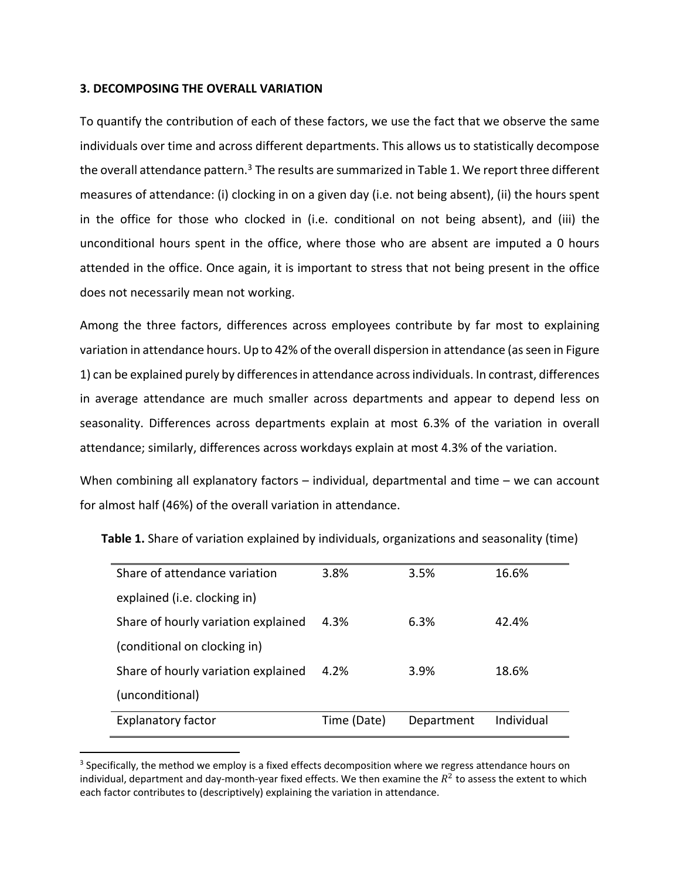### 3. DECOMPOSING THE OVERALL VARIATION

To quantify the contribution of each of these factors, we use the fact that we observe the same individuals over time and across different departments. This allows us to statistically decompose the overall attendance pattern.[3] The results are summarized in Table 1. We report three different measures of attendance: (i) clocking in on a given day (i.e. not being absent), (ii) the hours spent in the office for those who clocked in (i.e. conditional on not being absent), and (iii) the unconditional hours spent in the office, where those who are absent are imputed a 0 hours attended in the office. Once again, it is important to stress that not being present in the office does not necessarily mean not working.

Among the three factors, differences across employees contribute by far most to explaining variation in attendance hours. Up to 42% of the overall dispersion in attendance (as seen in Figure 1) can be explained purely by differences in attendance across individuals. In contrast, differences in average attendance are much smaller across departments and appear to depend less on seasonality. Differences across departments explain at most 6.3% of the variation in overall attendance; similarly, differences across workdays explain at most 4.3% of the variation.

When combining all explanatory factors – individual, departmental and time – we can account for almost half (46%) of the overall variation in attendance.

**Table 1.** Share of variation explained by individuals, organizations and seasonality (time)

| Explanatory factor | Time (Date) | Department | Individual |
|---|---|---|---|
| Share of attendance variation explained (i.e. clocking in) | 3.8% | 3.5% | 16.6% |
| Share of hourly variation explained (conditional on clocking in) | 4.3% | 6.3% | 42.4% |
| Share of hourly variation explained (unconditional) | 4.2% | 3.9% | 18.6% |

[3] Specifically, the method we employ is a fixed effects decomposition where we regress attendance hours on individual, department and day-month-year fixed effects. We then examine the $R^2$ to assess the extent to which each factor contributes to (descriptively) explaining the variation in attendance.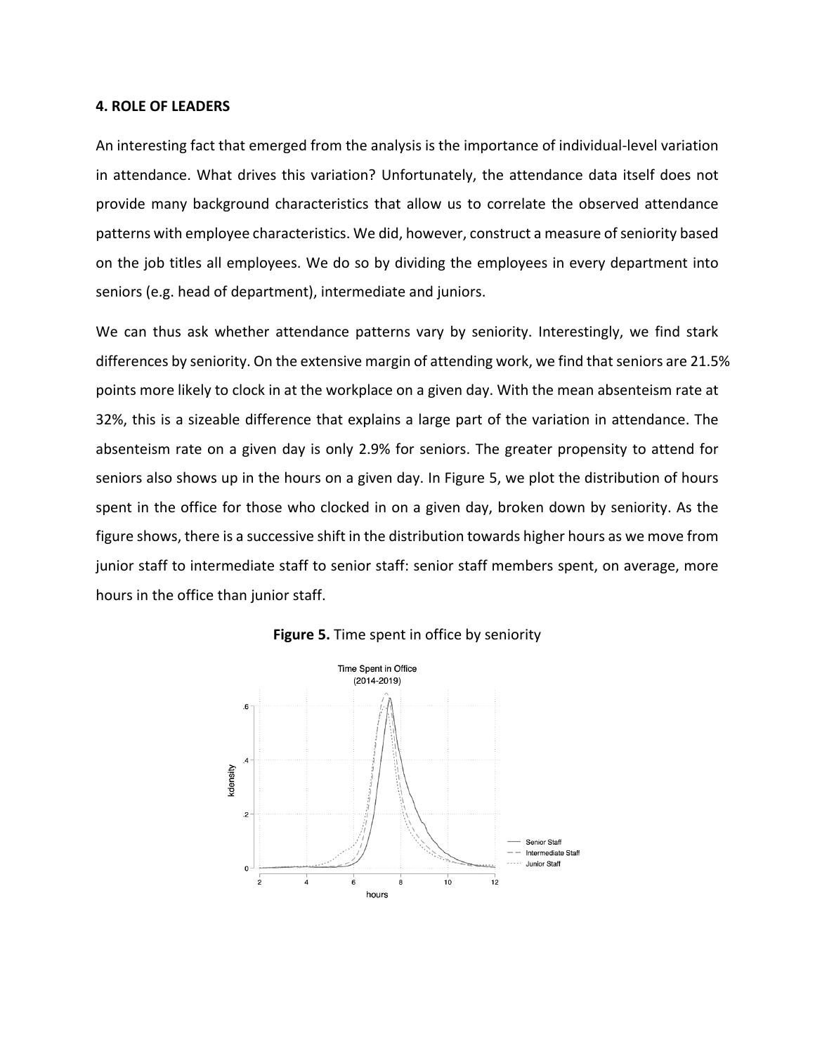**4. ROLE OF LEADERS**

An interesting fact that emerged from the analysis is the importance of individual-level variation in attendance. What drives this variation? Unfortunately, the attendance data itself does not provide many background characteristics that allow us to correlate the observed attendance patterns with employee characteristics. We did, however, construct a measure of seniority based on the job titles all employees. We do so by dividing the employees in every department into seniors (e.g. head of department), intermediate and juniors.

We can thus ask whether attendance patterns vary by seniority. Interestingly, we find stark differences by seniority. On the extensive margin of attending work, we find that seniors are 21.5% points more likely to clock in at the workplace on a given day. With the mean absenteeism rate at 32%, this is a sizeable difference that explains a large part of the variation in attendance. The absenteeism rate on a given day is only 2.9% for seniors. The greater propensity to attend for seniors also shows up in the hours on a given day. In Figure 5, we plot the distribution of hours spent in the office for those who clocked in on a given day, broken down by seniority. As the figure shows, there is a successive shift in the distribution towards higher hours as we move from junior staff to intermediate staff to senior staff: senior staff members spent, on average, more hours in the office than junior staff.

**Figure 5.** Time spent in office by seniority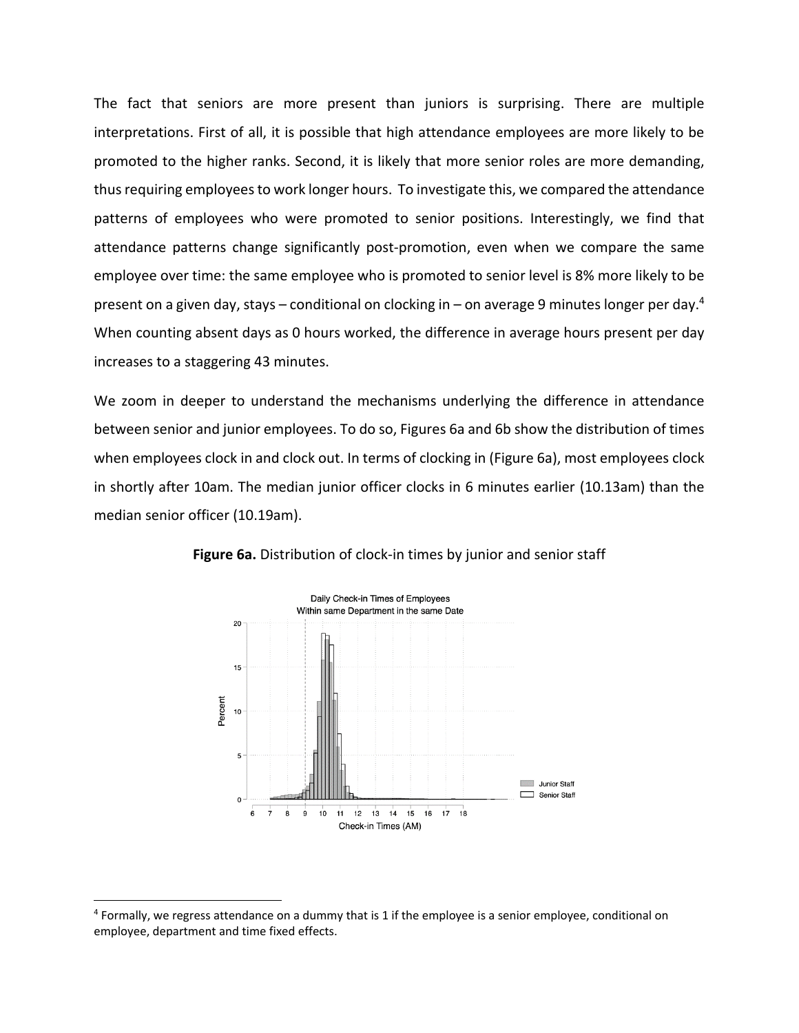The fact that seniors are more present than juniors is surprising. There are multiple interpretations. First of all, it is possible that high attendance employees are more likely to be promoted to the higher ranks. Second, it is likely that more senior roles are more demanding, thus requiring employees to work longer hours. To investigate this, we compared the attendance patterns of employees who were promoted to senior positions. Interestingly, we find that attendance patterns change significantly post-promotion, even when we compare the same employee over time: the same employee who is promoted to senior level is 8% more likely to be present on a given day, stays – conditional on clocking in – on average 9 minutes longer per day.[4] When counting absent days as 0 hours worked, the difference in average hours present per day increases to a staggering 43 minutes.

We zoom in deeper to understand the mechanisms underlying the difference in attendance between senior and junior employees. To do so, Figures 6a and 6b show the distribution of times when employees clock in and clock out. In terms of clocking in (Figure 6a), most employees clock in shortly after 10am. The median junior officer clocks in 6 minutes earlier (10.13am) than the median senior officer (10.19am).

**Figure 6a.** Distribution of clock-in times by junior and senior staff

[4] Formally, we regress attendance on a dummy that is 1 if the employee is a senior employee, conditional on employee, department and time fixed effects.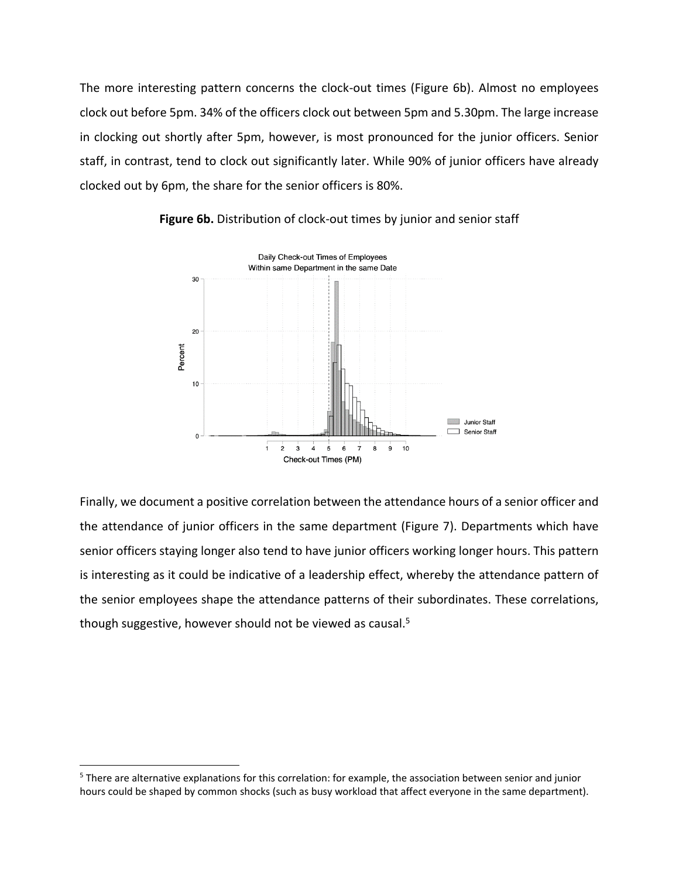The more interesting pattern concerns the clock-out times (Figure 6b). Almost no employees clock out before 5pm. 34% of the officers clock out between 5pm and 5.30pm. The large increase in clocking out shortly after 5pm, however, is most pronounced for the junior officers. Senior staff, in contrast, tend to clock out significantly later. While 90% of junior officers have already clocked out by 6pm, the share for the senior officers is 80%.

**Figure 6b.** Distribution of clock-out times by junior and senior staff

Finally, we document a positive correlation between the attendance hours of a senior officer and the attendance of junior officers in the same department (Figure 7). Departments which have senior officers staying longer also tend to have junior officers working longer hours. This pattern is interesting as it could be indicative of a leadership effect, whereby the attendance pattern of the senior employees shape the attendance patterns of their subordinates. These correlations, though suggestive, however should not be viewed as causal.[5]

[5] There are alternative explanations for this correlation: for example, the association between senior and junior hours could be shaped by common shocks (such as busy workload that affect everyone in the same department).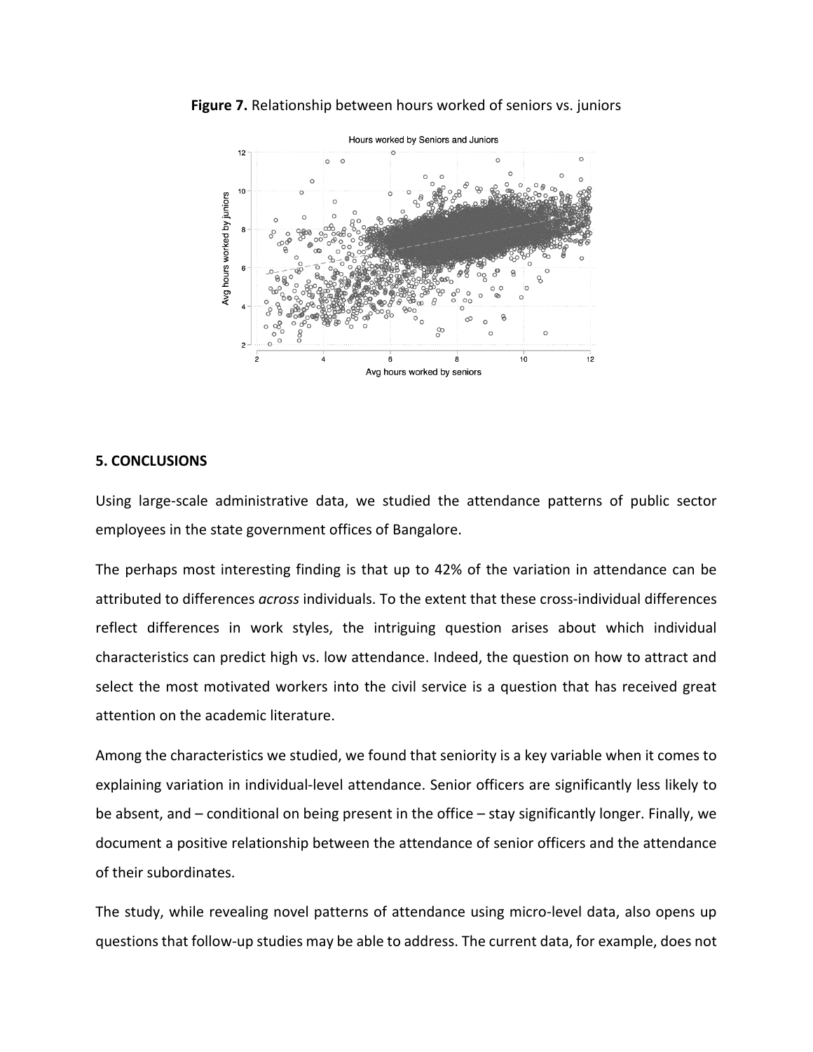**Figure 7.** Relationship between hours worked of seniors vs. juniors

## 5. CONCLUSIONS

Using large-scale administrative data, we studied the attendance patterns of public sector employees in the state government offices of Bangalore.

The perhaps most interesting finding is that up to 42% of the variation in attendance can be attributed to differences *across* individuals. To the extent that these cross-individual differences reflect differences in work styles, the intriguing question arises about which individual characteristics can predict high vs. low attendance. Indeed, the question on how to attract and select the most motivated workers into the civil service is a question that has received great attention on the academic literature.

Among the characteristics we studied, we found that seniority is a key variable when it comes to explaining variation in individual-level attendance. Senior officers are significantly less likely to be absent, and – conditional on being present in the office – stay significantly longer. Finally, we document a positive relationship between the attendance of senior officers and the attendance of their subordinates.

The study, while revealing novel patterns of attendance using micro-level data, also opens up questions that follow-up studies may be able to address. The current data, for example, does not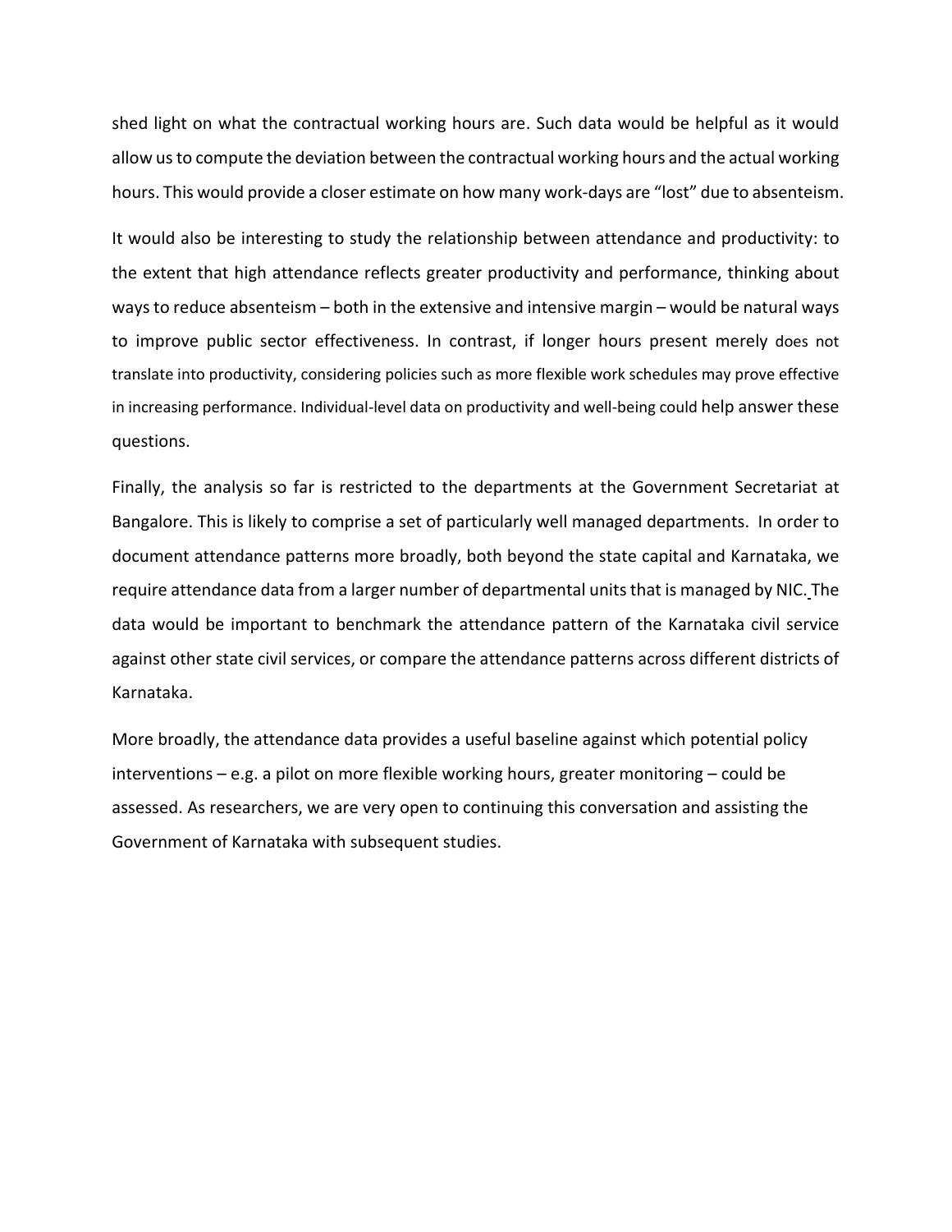shed light on what the contractual working hours are. Such data would be helpful as it would allow us to compute the deviation between the contractual working hours and the actual working hours. This would provide a closer estimate on how many work-days are "lost" due to absenteism.

It would also be interesting to study the relationship between attendance and productivity: to the extent that high attendance reflects greater productivity and performance, thinking about ways to reduce absenteism – both in the extensive and intensive margin – would be natural ways to improve public sector effectiveness. In contrast, if longer hours present merely does not translate into productivity, considering policies such as more flexible work schedules may prove effective in increasing performance. Individual-level data on productivity and well-being could help answer these questions.

Finally, the analysis so far is restricted to the departments at the Government Secretariat at Bangalore. This is likely to comprise a set of particularly well managed departments. In order to document attendance patterns more broadly, both beyond the state capital and Karnataka, we require attendance data from a larger number of departmental units that is managed by NIC. The data would be important to benchmark the attendance pattern of the Karnataka civil service against other state civil services, or compare the attendance patterns across different districts of Karnataka.

More broadly, the attendance data provides a useful baseline against which potential policy interventions – e.g. a pilot on more flexible working hours, greater monitoring – could be assessed. As researchers, we are very open to continuing this conversation and assisting the Government of Karnataka with subsequent studies.